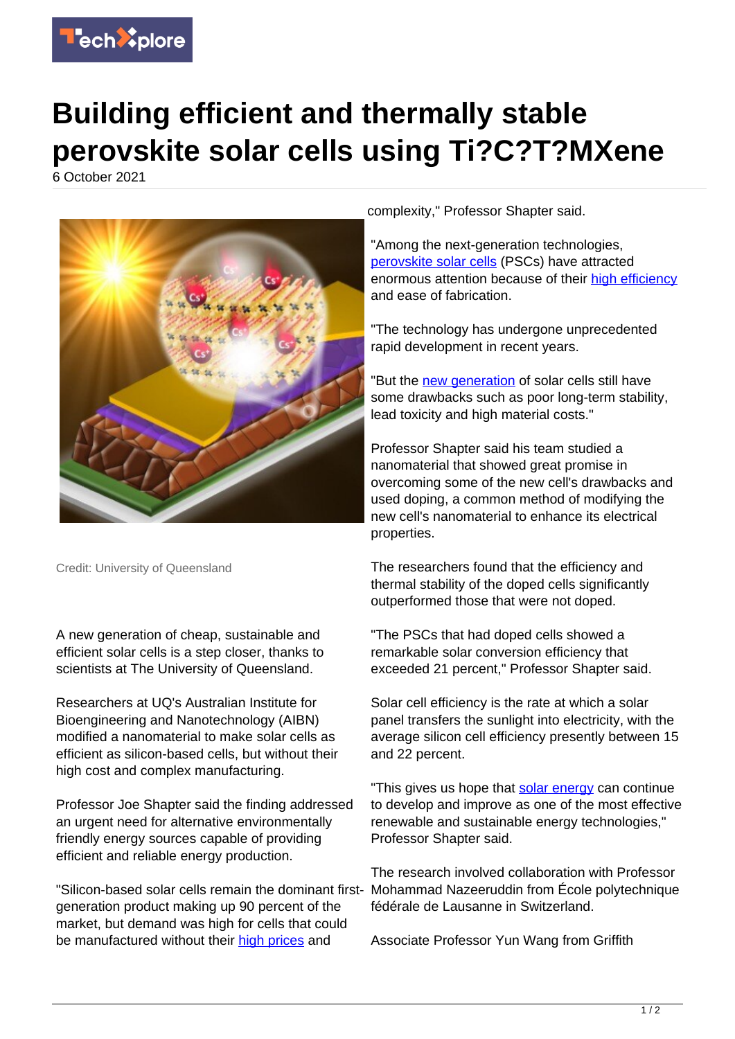# Building efficient and thermally stable perovskite solar cells using Ti?C?T?MXene

6 October 2021

Credit: University of Queensland

A new generation of cheap, sustainable and efficient solar cells is a step closer, thanks to scientists at The University of Queensland.

Researchers at UQ's Australian Institute for Bioengineering and Nanotechnology (AIBN) modified a nanomaterial to make solar cells as efficient as silicon-based cells, but without their high cost and complex manufacturing.

Professor Joe Shapter said the finding addressed an urgent need for alternative environmentally friendly energy sources capable of providing efficient and reliable energy production.

"Silicon-based solar cells remain the dominant first-generation product making up 90 percent of the market, but demand was high for cells that could be manufactured without their high prices and complexity," Professor Shapter said.

"Among the next-generation technologies, perovskite solar cells (PSCs) have attracted enormous attention because of their high efficiency and ease of fabrication.

"The technology has undergone unprecedented rapid development in recent years.

"But the new generation of solar cells still have some drawbacks such as poor long-term stability, lead toxicity and high material costs."

Professor Shapter said his team studied a nanomaterial that showed great promise in overcoming some of the new cell's drawbacks and used doping, a common method of modifying the new cell's nanomaterial to enhance its electrical properties.

The researchers found that the efficiency and thermal stability of the doped cells significantly outperformed those that were not doped.

"The PSCs that had doped cells showed a remarkable solar conversion efficiency that exceeded 21 percent," Professor Shapter said.

Solar cell efficiency is the rate at which a solar panel transfers the sunlight into electricity, with the average silicon cell efficiency presently between 15 and 22 percent.

"This gives us hope that solar energy can continue to develop and improve as one of the most effective renewable and sustainable energy technologies," Professor Shapter said.

The research involved collaboration with Professor Mohammad Nazeeruddin from École polytechnique fédérale de Lausanne in Switzerland.

Associate Professor Yun Wang from Griffith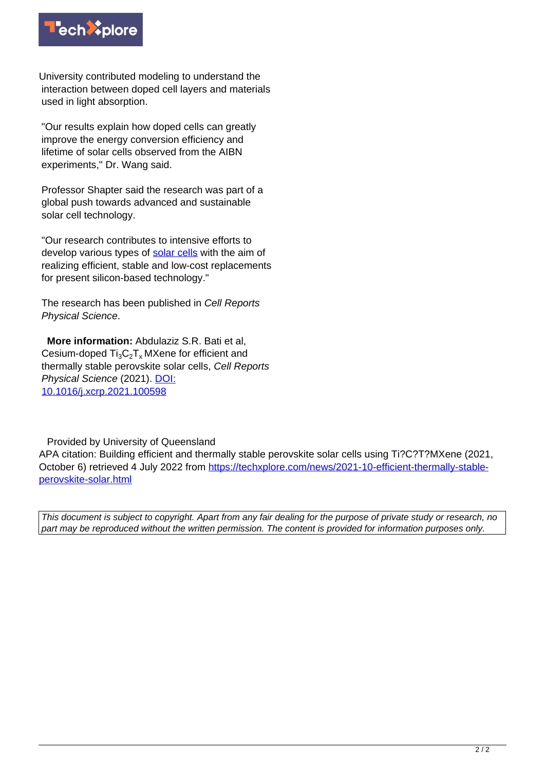University contributed modeling to understand the interaction between doped cell layers and materials used in light absorption.

"Our results explain how doped cells can greatly improve the energy conversion efficiency and lifetime of solar cells observed from the AIBN experiments," Dr. Wang said.

Professor Shapter said the research was part of a global push towards advanced and sustainable solar cell technology.

"Our research contributes to intensive efforts to develop various types of solar cells with the aim of realizing efficient, stable and low-cost replacements for present silicon-based technology."

The research has been published in *Cell Reports Physical Science*.

**More information:** Abdulaziz S.R. Bati et al, Cesium-doped $Ti_3C_2T_x$ MXene for efficient and thermally stable perovskite solar cells, *Cell Reports Physical Science* (2021). DOI: 10.1016/j.xcrp.2021.100598

Provided by University of Queensland

APA citation: Building efficient and thermally stable perovskite solar cells using Ti?C?T?MXene (2021, October 6) retrieved 4 July 2022 from https://techxplore.com/news/2021-10-efficient-thermally-stable-perovskite-solar.html

*This document is subject to copyright. Apart from any fair dealing for the purpose of private study or research, no part may be reproduced without the written permission. The content is provided for information purposes only.*